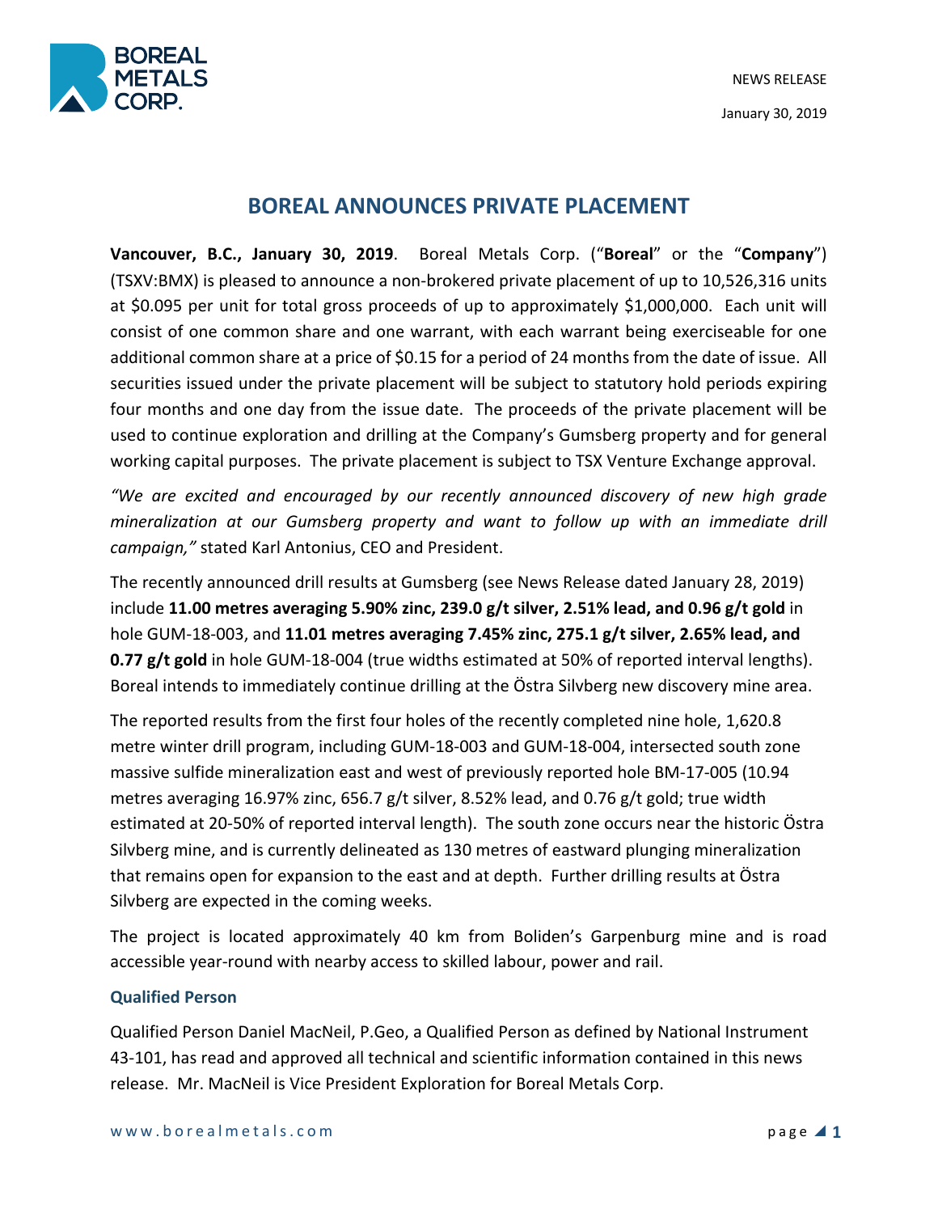NEWS RELEASE

January 30, 2019

# BOREAL ANNOUNCES PRIVATE PLACEMENT

**Vancouver, B.C., January 30, 2019**. Boreal Metals Corp. ("**Boreal**" or the "**Company**") (TSXV:BMX) is pleased to announce a non-brokered private placement of up to 10,526,316 units at $0.095 per unit for total gross proceeds of up to approximately $1,000,000. Each unit will consist of one common share and one warrant, with each warrant being exerciseable for one additional common share at a price of $0.15 for a period of 24 months from the date of issue. All securities issued under the private placement will be subject to statutory hold periods expiring four months and one day from the issue date. The proceeds of the private placement will be used to continue exploration and drilling at the Company's Gumsberg property and for general working capital purposes. The private placement is subject to TSX Venture Exchange approval.

*"We are excited and encouraged by our recently announced discovery of new high grade mineralization at our Gumsberg property and want to follow up with an immediate drill campaign,"* stated Karl Antonius, CEO and President.

The recently announced drill results at Gumsberg (see News Release dated January 28, 2019) include **11.00 metres averaging 5.90% zinc, 239.0 g/t silver, 2.51% lead, and 0.96 g/t gold** in hole GUM-18-003, and **11.01 metres averaging 7.45% zinc, 275.1 g/t silver, 2.65% lead, and 0.77 g/t gold** in hole GUM-18-004 (true widths estimated at 50% of reported interval lengths). Boreal intends to immediately continue drilling at the Östra Silvberg new discovery mine area.

The reported results from the first four holes of the recently completed nine hole, 1,620.8 metre winter drill program, including GUM-18-003 and GUM-18-004, intersected south zone massive sulfide mineralization east and west of previously reported hole BM-17-005 (10.94 metres averaging 16.97% zinc, 656.7 g/t silver, 8.52% lead, and 0.76 g/t gold; true width estimated at 20-50% of reported interval length). The south zone occurs near the historic Östra Silvberg mine, and is currently delineated as 130 metres of eastward plunging mineralization that remains open for expansion to the east and at depth. Further drilling results at Östra Silvberg are expected in the coming weeks.

The project is located approximately 40 km from Boliden's Garpenburg mine and is road accessible year-round with nearby access to skilled labour, power and rail.

### Qualified Person

Qualified Person Daniel MacNeil, P.Geo, a Qualified Person as defined by National Instrument 43-101, has read and approved all technical and scientific information contained in this news release. Mr. MacNeil is Vice President Exploration for Boreal Metals Corp.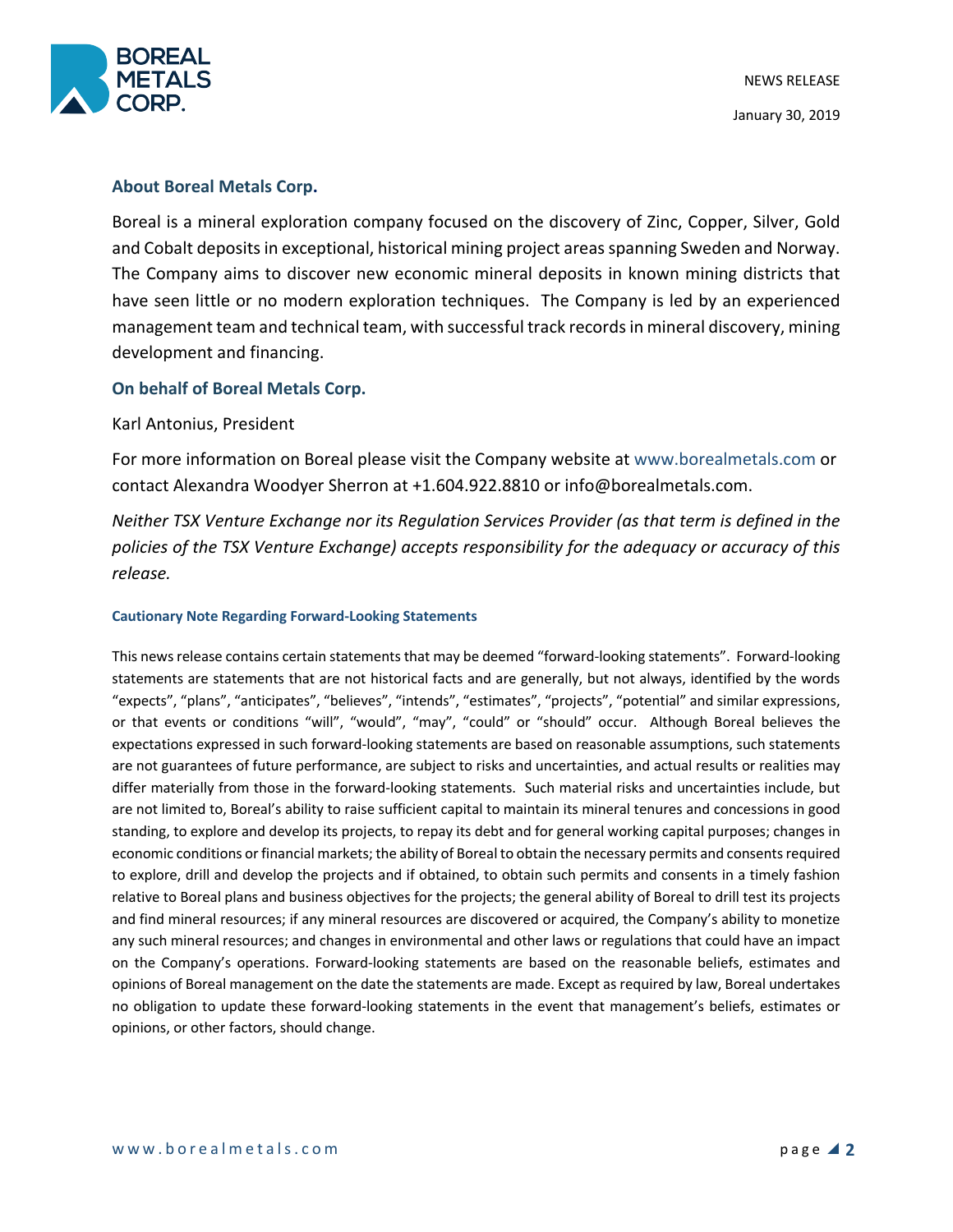## About Boreal Metals Corp.

Boreal is a mineral exploration company focused on the discovery of Zinc, Copper, Silver, Gold and Cobalt deposits in exceptional, historical mining project areas spanning Sweden and Norway. The Company aims to discover new economic mineral deposits in known mining districts that have seen little or no modern exploration techniques. The Company is led by an experienced management team and technical team, with successful track records in mineral discovery, mining development and financing.

## On behalf of Boreal Metals Corp.

Karl Antonius, President

For more information on Boreal please visit the Company website at www.borealmetals.com or contact Alexandra Woodyer Sherron at +1.604.922.8810 or info@borealmetals.com.

*Neither TSX Venture Exchange nor its Regulation Services Provider (as that term is defined in the policies of the TSX Venture Exchange) accepts responsibility for the adequacy or accuracy of this release.*

#### Cautionary Note Regarding Forward-Looking Statements

This news release contains certain statements that may be deemed "forward-looking statements". Forward-looking statements are statements that are not historical facts and are generally, but not always, identified by the words "expects", "plans", "anticipates", "believes", "intends", "estimates", "projects", "potential" and similar expressions, or that events or conditions "will", "would", "may", "could" or "should" occur. Although Boreal believes the expectations expressed in such forward-looking statements are based on reasonable assumptions, such statements are not guarantees of future performance, are subject to risks and uncertainties, and actual results or realities may differ materially from those in the forward-looking statements. Such material risks and uncertainties include, but are not limited to, Boreal's ability to raise sufficient capital to maintain its mineral tenures and concessions in good standing, to explore and develop its projects, to repay its debt and for general working capital purposes; changes in economic conditions or financial markets; the ability of Boreal to obtain the necessary permits and consents required to explore, drill and develop the projects and if obtained, to obtain such permits and consents in a timely fashion relative to Boreal plans and business objectives for the projects; the general ability of Boreal to drill test its projects and find mineral resources; if any mineral resources are discovered or acquired, the Company's ability to monetize any such mineral resources; and changes in environmental and other laws or regulations that could have an impact on the Company's operations. Forward-looking statements are based on the reasonable beliefs, estimates and opinions of Boreal management on the date the statements are made. Except as required by law, Boreal undertakes no obligation to update these forward-looking statements in the event that management's beliefs, estimates or opinions, or other factors, should change.